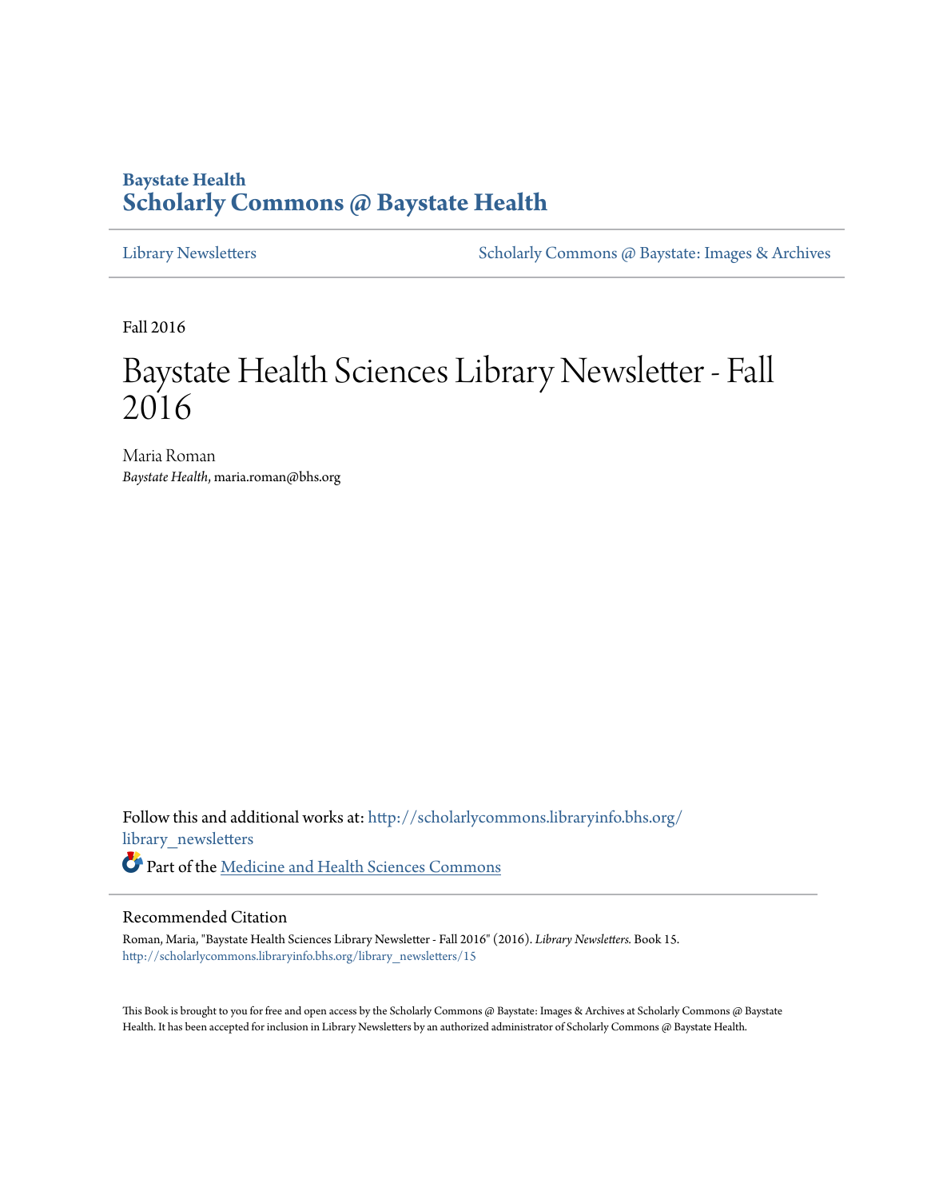Baystate Health

**Scholarly Commons @ Baystate Health**

Library Newsletters

Scholarly Commons @ Baystate: Images & Archives

Fall 2016

# Baystate Health Sciences Library Newsletter - Fall 2016

Maria Roman

*Baystate Health*, maria.roman@bhs.org

Follow this and additional works at: http://scholarlycommons.libraryinfo.bhs.org/library_newsletters

Part of the Medicine and Health Sciences Commons

## Recommended Citation

Roman, Maria, "Baystate Health Sciences Library Newsletter - Fall 2016" (2016). *Library Newsletters*. Book 15. http://scholarlycommons.libraryinfo.bhs.org/library_newsletters/15

This Book is brought to you for free and open access by the Scholarly Commons @ Baystate: Images & Archives at Scholarly Commons @ Baystate Health. It has been accepted for inclusion in Library Newsletters by an authorized administrator of Scholarly Commons @ Baystate Health.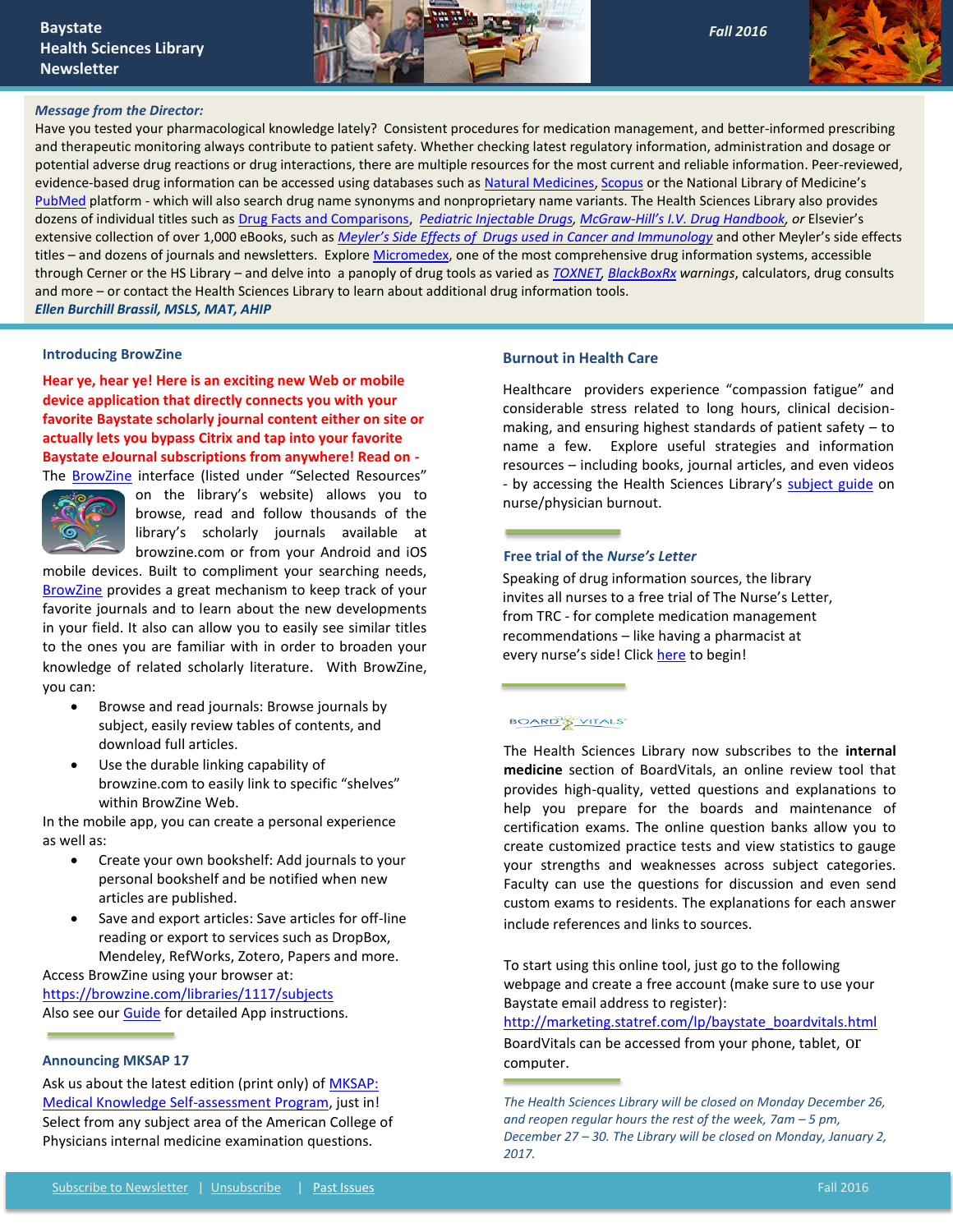Baystate Health Sciences Library Newsletter

Fall 2016

***Message from the Director:***

Have you tested your pharmacological knowledge lately? Consistent procedures for medication management, and better-informed prescribing and therapeutic monitoring always contribute to patient safety. Whether checking latest regulatory information, administration and dosage or potential adverse drug reactions or drug interactions, there are multiple resources for the most current and reliable information. Peer-reviewed, evidence-based drug information can be accessed using databases such as Natural Medicines, Scopus or the National Library of Medicine's PubMed platform - which will also search drug name synonyms and nonproprietary name variants. The Health Sciences Library also provides dozens of individual titles such as Drug Facts and Comparisons, *Pediatric Injectable Drugs*, *McGraw-Hill's I.V. Drug Handbook*, *or* Elsevier's extensive collection of over 1,000 eBooks, such as *Meyler's Side Effects of Drugs used in Cancer and Immunology* and other Meyler's side effects titles – and dozens of journals and newsletters. Explore Micromedex, one of the most comprehensive drug information systems, accessible through Cerner or the HS Library – and delve into a panoply of drug tools as varied as *TOXNET*, *BlackBoxRx warnings*, calculators, drug consults and more – or contact the Health Sciences Library to learn about additional drug information tools.

***Ellen Burchill Brassil, MSLS, MAT, AHIP***

## Introducing BrowZine

**Hear ye, hear ye! Here is an exciting new Web or mobile device application that directly connects you with your favorite Baystate scholarly journal content either on site or actually lets you bypass Citrix and tap into your favorite Baystate eJournal subscriptions from anywhere! Read on -**

The BrowZine interface (listed under "Selected Resources" on the library's website) allows you to browse, read and follow thousands of the library's scholarly journals available at browzine.com or from your Android and iOS mobile devices. Built to compliment your searching needs, BrowZine provides a great mechanism to keep track of your favorite journals and to learn about the new developments in your field. It also can allow you to easily see similar titles to the ones you are familiar with in order to broaden your knowledge of related scholarly literature. With BrowZine, you can:

- Browse and read journals: Browse journals by subject, easily review tables of contents, and download full articles.
- Use the durable linking capability of browzine.com to easily link to specific "shelves" within BrowZine Web.

In the mobile app, you can create a personal experience as well as:

- Create your own bookshelf: Add journals to your personal bookshelf and be notified when new articles are published.
- Save and export articles: Save articles for off-line reading or export to services such as DropBox, Mendeley, RefWorks, Zotero, Papers and more.

Access BrowZine using your browser at: https://browzine.com/libraries/1117/subjects

Also see our Guide for detailed App instructions.

## Announcing MKSAP 17

Ask us about the latest edition (print only) of MKSAP: Medical Knowledge Self-assessment Program, just in! Select from any subject area of the American College of Physicians internal medicine examination questions.

## Burnout in Health Care

Healthcare providers experience "compassion fatigue" and considerable stress related to long hours, clinical decision-making, and ensuring highest standards of patient safety – to name a few. Explore useful strategies and information resources – including books, journal articles, and even videos - by accessing the Health Sciences Library's subject guide on nurse/physician burnout.

## Free trial of the *Nurse's Letter*

Speaking of drug information sources, the library invites all nurses to a free trial of The Nurse's Letter, from TRC - for complete medication management recommendations – like having a pharmacist at every nurse's side! Click here to begin!

BOARD VITALS

The Health Sciences Library now subscribes to the **internal medicine** section of BoardVitals, an online review tool that provides high-quality, vetted questions and explanations to help you prepare for the boards and maintenance of certification exams. The online question banks allow you to create customized practice tests and view statistics to gauge your strengths and weaknesses across subject categories. Faculty can use the questions for discussion and even send custom exams to residents. The explanations for each answer include references and links to sources.

To start using this online tool, just go to the following webpage and create a free account (make sure to use your Baystate email address to register): http://marketing.statref.com/lp/baystate_boardvitals.html

BoardVitals can be accessed from your phone, tablet, or computer.

*The Health Sciences Library will be closed on Monday December 26, and reopen regular hours the rest of the week, 7am – 5 pm, December 27 – 30. The Library will be closed on Monday, January 2, 2017.*

Subscribe to Newsletter | Unsubscribe | Past Issues